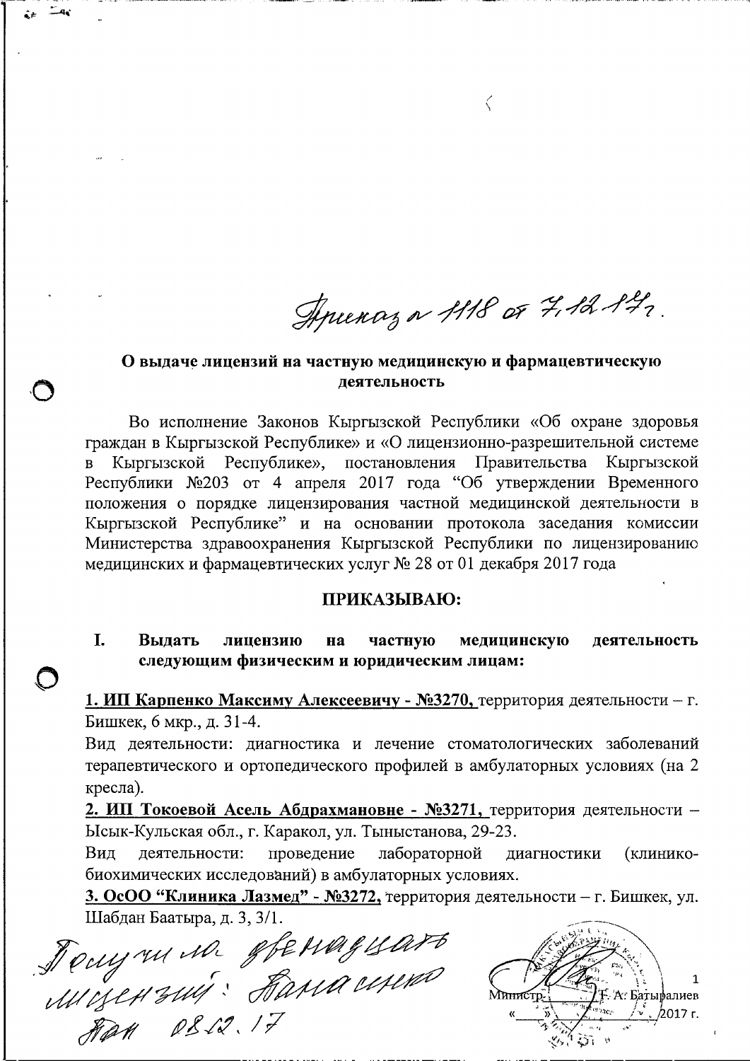Приказ № 1118 от 7.12.17 г.

## О выдаче лицензий на частную медицинскую и фармацевтическую деятельность

Во исполнение Законов Кыргызской Республики «Об охране здоровья граждан в Кыргызской Республике» и «О лицензионно-разрешительной системе в Кыргызской Республике», постановления Правительства Кыргызской Республики №203 от 4 апреля 2017 года "Об утверждении Временного положения о порядке лицензирования частной медицинской деятельности в Кыргызской Республике" и на основании протокола заседания комиссии Министерства здравоохранения Кыргызской Республики по лицензированию медицинских и фармацевтических услуг № 28 от 01 декабря 2017 года

**ПРИКАЗЫВАЮ:**

**I. Выдать лицензию на частную медицинскую деятельность следующим физическим и юридическим лицам:**

**1. ИП Карпенко Максиму Алексеевичу - №3270,** территория деятельности – г. Бишкек, 6 мкр., д. 31-4.
Вид деятельности: диагностика и лечение стоматологических заболеваний терапевтического и ортопедического профилей в амбулаторных условиях (на 2 кресла).

**2. ИП Токоевой Асель Абдрахмановне - №3271,** территория деятельности – Ысык-Кульская обл., г. Каракол, ул. Тыныстанова, 29-23.
Вид деятельности: проведение лабораторной диагностики (клинико-биохимических исследований) в амбулаторных условиях.

**3. ОсОО "Клиника Лазмед" - №3272,** территория деятельности – г. Бишкек, ул. Шабдан Баатыра, д. 3, 3/1.

Получила двенадцать лицензий: Атанасенко Яан 08.12.17

Министр ______ Т. А. Батыралиев
«___» ______ 2017 г.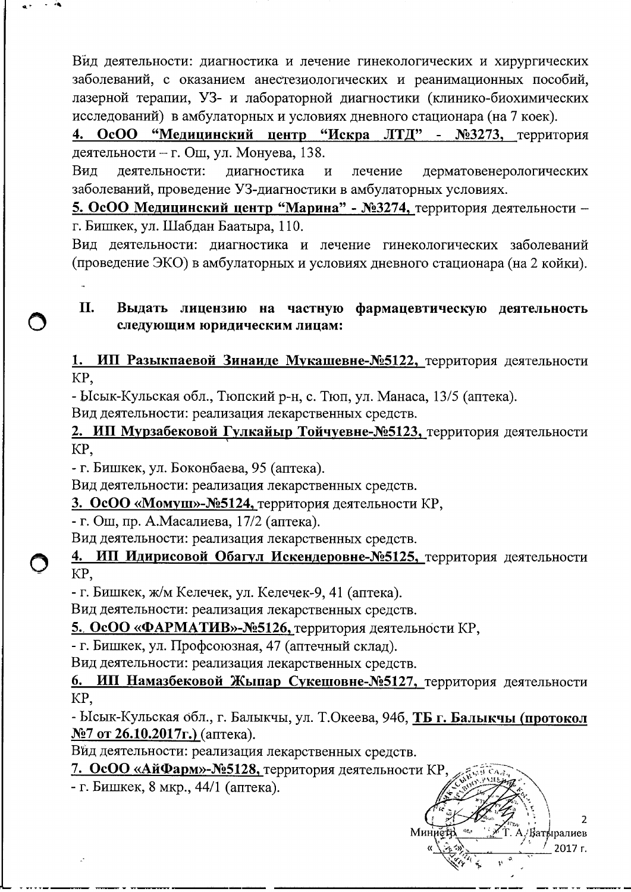Вид деятельности: диагностика и лечение гинекологических и хирургических заболеваний, с оказанием анестезиологических и реанимационных пособий, лазерной терапии, УЗ- и лабораторной диагностики (клинико-биохимических исследований) в амбулаторных и условиях дневного стационара (на 7 коек).

**4. <u>ОсОО "Медицинский центр "Искра ЛТД" - №3273,</u>** территория деятельности – г. Ош, ул. Монуева, 138.

Вид деятельности: диагностика и лечение дерматовенерологических заболеваний, проведение УЗ-диагностики в амбулаторных условиях.

**5. <u>ОсОО Медицинский центр "Марина" - №3274,</u>** территория деятельности – г. Бишкек, ул. Шабдан Баатыра, 110.

Вид деятельности: диагностика и лечение гинекологических заболеваний (проведение ЭКО) в амбулаторных и условиях дневного стационара (на 2 койки).

## II. Выдать лицензию на частную фармацевтическую деятельность следующим юридическим лицам:

**1. <u>ИП Разыкпаевой Зинаиде Мукашевне-№5122,</u>** территория деятельности КР,

- Ысык-Кульская обл., Тюпский р-н, с. Тюп, ул. Манаса, 13/5 (аптека).

Вид деятельности: реализация лекарственных средств.

**2. <u>ИП Мурзабековой Гулкайыр Тойчуевне-№5123,</u>** территория деятельности КР,

- г. Бишкек, ул. Боконбаева, 95 (аптека).

Вид деятельности: реализация лекарственных средств.

**3. <u>ОсОО «Момуш»-№5124,</u>** территория деятельности КР,

- г. Ош, пр. А.Масалиева, 17/2 (аптека).

Вид деятельности: реализация лекарственных средств.

**4. <u>ИП Идирисовой Обагул Искендеровне-№5125,</u>** территория деятельности КР,

- г. Бишкек, ж/м Келечек, ул. Келечек-9, 41 (аптека).

Вид деятельности: реализация лекарственных средств.

**5. <u>ОсОО «ФАРМАТИВ»-№5126,</u>** территория деятельности КР,

- г. Бишкек, ул. Профсоюзная, 47 (аптечный склад).

Вид деятельности: реализация лекарственных средств.

**6. <u>ИП Намазбековой Жыпар Сукешовне-№5127,</u>** территория деятельности КР,

- Ысык-Кульская обл., г. Балыкчы, ул. Т.Океева, 94б, **<u>ТБ г. Балыкчы (протокол №7 от 26.10.2017г.)</u>** (аптека).

Вид деятельности: реализация лекарственных средств.

**7. <u>ОсОО «АйФарм»-№5128,</u>** территория деятельности КР,

- г. Бишкек, 8 мкр., 44/1 (аптека).

Министр Т. А. Батыралиев

«___» ________ 2017 г.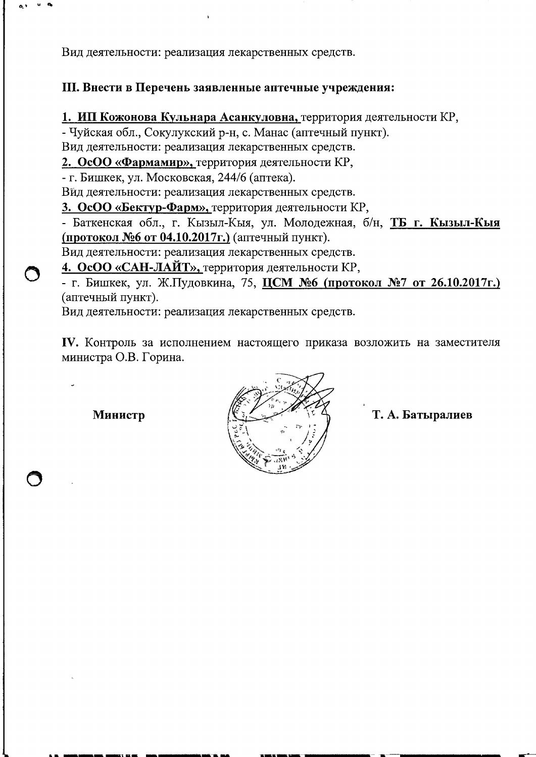Вид деятельности: реализация лекарственных средств.

**III. Внести в Перечень заявленные аптечные учреждения:**

**1. ИП Кожонова Кульнара Асанкуловна,** территория деятельности КР,
- Чуйская обл., Сокулукский р-н, с. Манас (аптечный пункт).
Вид деятельности: реализация лекарственных средств.

**2. ОсОО «Фармамир»,** территория деятельности КР,
- г. Бишкек, ул. Московская, 244/6 (аптека).
Вид деятельности: реализация лекарственных средств.

**3. ОсОО «Бектур-Фарм»,** территория деятельности КР,
- Баткенская обл., г. Кызыл-Кыя, ул. Молодежная, б/н, **ТБ г. Кызыл-Кыя (протокол №6 от 04.10.2017г.)** (аптечный пункт).
Вид деятельности: реализация лекарственных средств.

**4. ОсОО «САН-ЛАЙТ»,** территория деятельности КР,
- г. Бишкек, ул. Ж.Пудовкина, 75, **ЦСМ №6 (протокол №7 от 26.10.2017г.)** (аптечный пункт).
Вид деятельности: реализация лекарственных средств.

**IV.** Контроль за исполнением настоящего приказа возложить на заместителя министра О.В. Горина.

**Министр** **Т. А. Батыралиев**